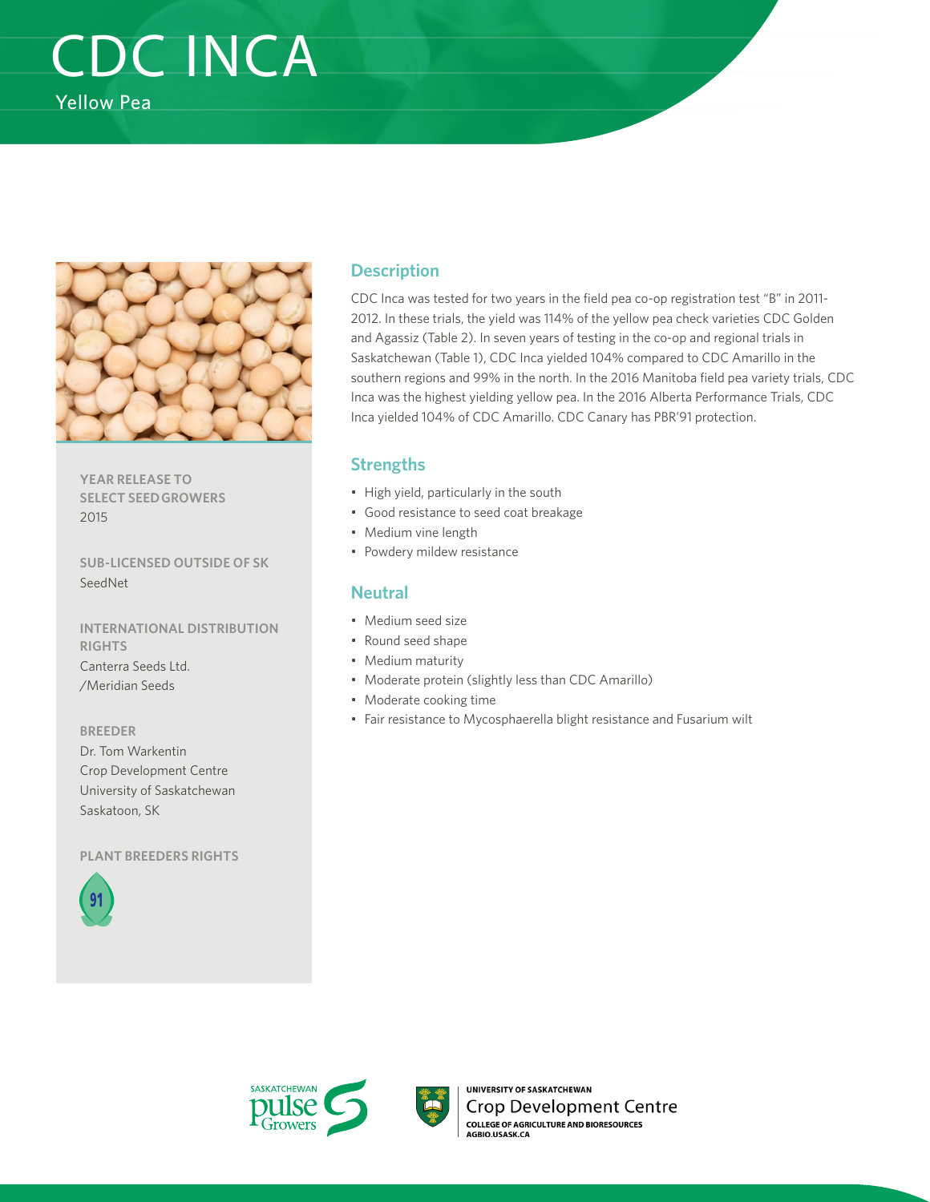# CDC INCA

Yellow Pea

**YEAR RELEASE TO SELECT SEED GROWERS**
2015

**SUB-LICENSED OUTSIDE OF SK**
SeedNet

**INTERNATIONAL DISTRIBUTION RIGHTS**
Canterra Seeds Ltd. /Meridian Seeds

**BREEDER**
Dr. Tom Warkentin
Crop Development Centre
University of Saskatchewan
Saskatoon, SK

**PLANT BREEDERS RIGHTS**

## Description

CDC Inca was tested for two years in the field pea co-op registration test "B" in 2011-2012. In these trials, the yield was 114% of the yellow pea check varieties CDC Golden and Agassiz (Table 2). In seven years of testing in the co-op and regional trials in Saskatchewan (Table 1), CDC Inca yielded 104% compared to CDC Amarillo in the southern regions and 99% in the north. In the 2016 Manitoba field pea variety trials, CDC Inca was the highest yielding yellow pea. In the 2016 Alberta Performance Trials, CDC Inca yielded 104% of CDC Amarillo. CDC Canary has PBR'91 protection.

## Strengths

- High yield, particularly in the south
- Good resistance to seed coat breakage
- Medium vine length
- Powdery mildew resistance

## Neutral

- Medium seed size
- Round seed shape
- Medium maturity
- Moderate protein (slightly less than CDC Amarillo)
- Moderate cooking time
- Fair resistance to Mycosphaerella blight resistance and Fusarium wilt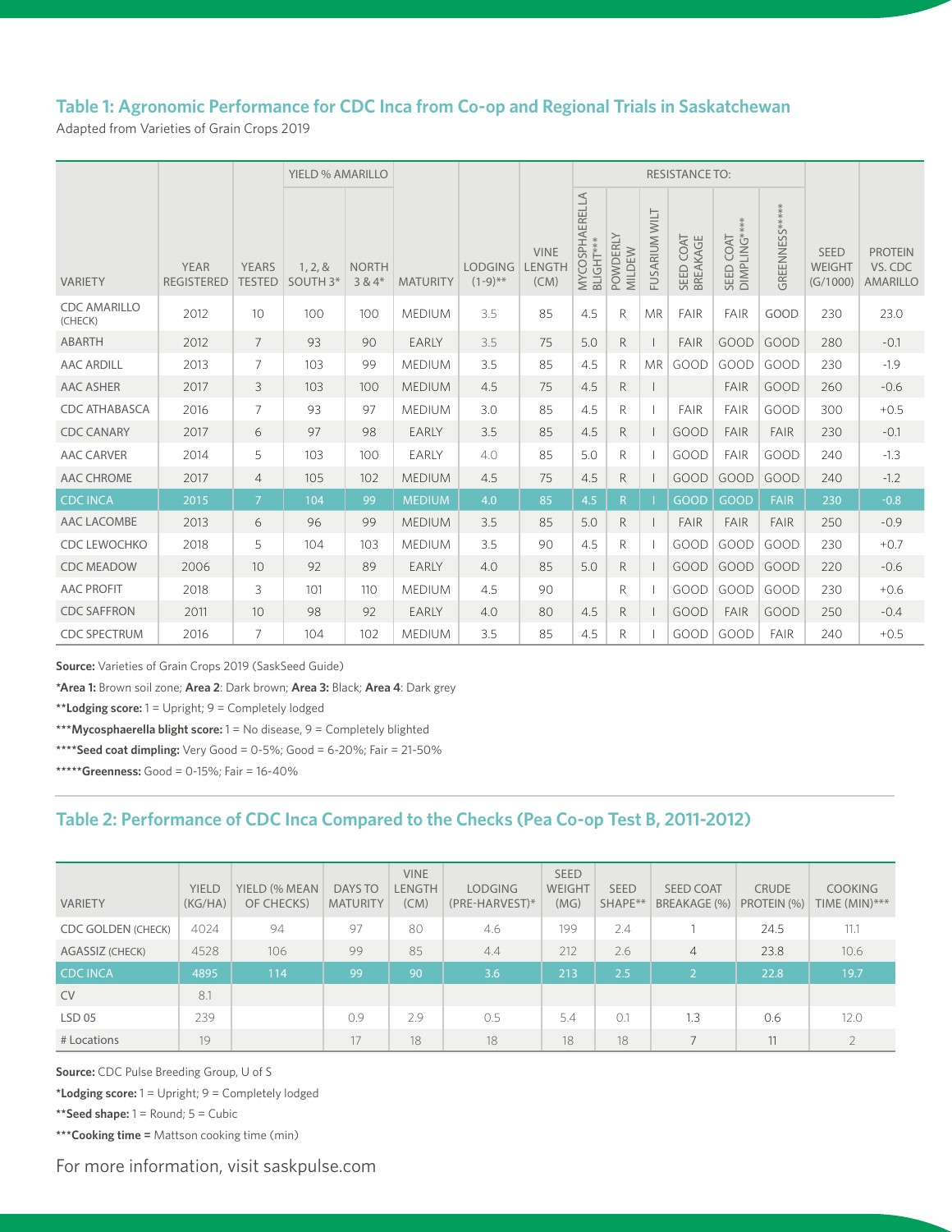## Table 1: Agronomic Performance for CDC Inca from Co-op and Regional Trials in Saskatchewan

Adapted from Varieties of Grain Crops 2019

| VARIETY | YEAR REGISTERED | YEARS TESTED | YIELD % AMARILLO | | MATURITY | LODGING (1-9)** | VINE LENGTH (CM) | RESISTANCE TO: | | | | | | SEED WEIGHT (G/1000) | PROTEIN VS. CDC AMARILLO |
|---|---|---|---|---|---|---|---|---|---|---|---|---|---|---|---|
| | | | 1, 2, & SOUTH 3* | NORTH 3 & 4* | | | | MYCOSPHAERELLA BLIGHT*** | POWDERY MILDEW | FUSARIUM WILT | SEED COAT BREAKAGE | SEED COAT DIMPLING**** | GREENNESS***** | | |
| CDC AMARILLO (CHECK) | 2012 | 10 | 100 | 100 | MEDIUM | 3.5 | 85 | 4.5 | R | MR | FAIR | FAIR | GOOD | 230 | 23.0 |
| ABARTH | 2012 | 7 | 93 | 90 | EARLY | 3.5 | 75 | 5.0 | R | I | FAIR | GOOD | GOOD | 280 | -0.1 |
| AAC ARDILL | 2013 | 7 | 103 | 99 | MEDIUM | 3.5 | 85 | 4.5 | R | MR | GOOD | GOOD | GOOD | 230 | -1.9 |
| AAC ASHER | 2017 | 3 | 103 | 100 | MEDIUM | 4.5 | 75 | 4.5 | R | I | | FAIR | GOOD | 260 | -0.6 |
| CDC ATHABASCA | 2016 | 7 | 93 | 97 | MEDIUM | 3.0 | 85 | 4.5 | R | I | FAIR | FAIR | GOOD | 300 | +0.5 |
| CDC CANARY | 2017 | 6 | 97 | 98 | EARLY | 3.5 | 85 | 4.5 | R | I | GOOD | FAIR | FAIR | 230 | -0.1 |
| AAC CARVER | 2014 | 5 | 103 | 100 | EARLY | 4.0 | 85 | 5.0 | R | I | GOOD | FAIR | GOOD | 240 | -1.3 |
| AAC CHROME | 2017 | 4 | 105 | 102 | MEDIUM | 4.5 | 75 | 4.5 | R | I | GOOD | GOOD | GOOD | 240 | -1.2 |
| CDC INCA | 2015 | 7 | 104 | 99 | MEDIUM | 4.0 | 85 | 4.5 | R | I | GOOD | GOOD | FAIR | 230 | -0.8 |
| AAC LACOMBE | 2013 | 6 | 96 | 99 | MEDIUM | 3.5 | 85 | 5.0 | R | I | FAIR | FAIR | FAIR | 250 | -0.9 |
| CDC LEWOCHKO | 2018 | 5 | 104 | 103 | MEDIUM | 3.5 | 90 | 4.5 | R | I | GOOD | GOOD | GOOD | 230 | +0.7 |
| CDC MEADOW | 2006 | 10 | 92 | 89 | EARLY | 4.0 | 85 | 5.0 | R | I | GOOD | GOOD | GOOD | 220 | -0.6 |
| AAC PROFIT | 2018 | 3 | 101 | 110 | MEDIUM | 4.5 | 90 | | R | I | GOOD | GOOD | GOOD | 230 | +0.6 |
| CDC SAFFRON | 2011 | 10 | 98 | 92 | EARLY | 4.0 | 80 | 4.5 | R | I | GOOD | FAIR | GOOD | 250 | -0.4 |
| CDC SPECTRUM | 2016 | 7 | 104 | 102 | MEDIUM | 3.5 | 85 | 4.5 | R | I | GOOD | GOOD | FAIR | 240 | +0.5 |

**Source:** Varieties of Grain Crops 2019 (SaskSeed Guide)

***Area 1:** Brown soil zone; **Area 2**: Dark brown; **Area 3:** Black; **Area 4**: Dark grey

****Lodging score:** 1 = Upright; 9 = Completely lodged

*****Mycosphaerella blight score:** 1 = No disease, 9 = Completely blighted

******Seed coat dimpling:** Very Good = 0-5%; Good = 6-20%; Fair = 21-50%

*******Greenness:** Good = 0-15%; Fair = 16-40%

## Table 2: Performance of CDC Inca Compared to the Checks (Pea Co-op Test B, 2011-2012)

| VARIETY | YIELD (KG/HA) | YIELD (% MEAN OF CHECKS) | DAYS TO MATURITY | VINE LENGTH (CM) | LODGING (PRE-HARVEST)* | SEED WEIGHT (MG) | SEED SHAPE** | SEED COAT BREAKAGE (%) | CRUDE PROTEIN (%) | COOKING TIME (MIN)*** |
|---|---|---|---|---|---|---|---|---|---|---|
| CDC GOLDEN (CHECK) | 4024 | 94 | 97 | 80 | 4.6 | 199 | 2.4 | 1 | 24.5 | 11.1 |
| AGASSIZ (CHECK) | 4528 | 106 | 99 | 85 | 4.4 | 212 | 2.6 | 4 | 23.8 | 10.6 |
| CDC INCA | 4895 | 114 | 99 | 90 | 3.6 | 213 | 2.5 | 2 | 22.8 | 19.7 |
| CV | 8.1 | | | | | | | | | |
| LSD 05 | 239 | | 0.9 | 2.9 | 0.5 | 5.4 | 0.1 | 1.3 | 0.6 | 12.0 |
| # Locations | 19 | | 17 | 18 | 18 | 18 | 18 | 7 | 11 | 2 |

**Source:** CDC Pulse Breeding Group, U of S

***Lodging score:** 1 = Upright; 9 = Completely lodged

****Seed shape:** 1 = Round; 5 = Cubic

*****Cooking time =** Mattson cooking time (min)

For more information, visit saskpulse.com